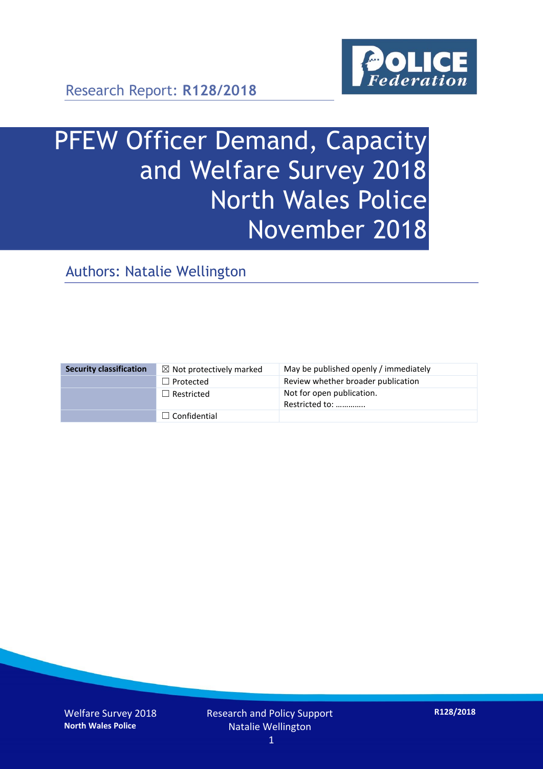Research Report: **R128/2018**

# PFEW Officer Demand, Capacity and Welfare Survey 2018 North Wales Police November 2018

## Authors: Natalie Wellington

| Security classification | ☒ Not protectively marked | May be published openly / immediately |
|---|---|---|
| | ☐ Protected | Review whether broader publication |
| | ☐ Restricted | Not for open publication. Restricted to: ………….. |
| | ☐ Confidential | |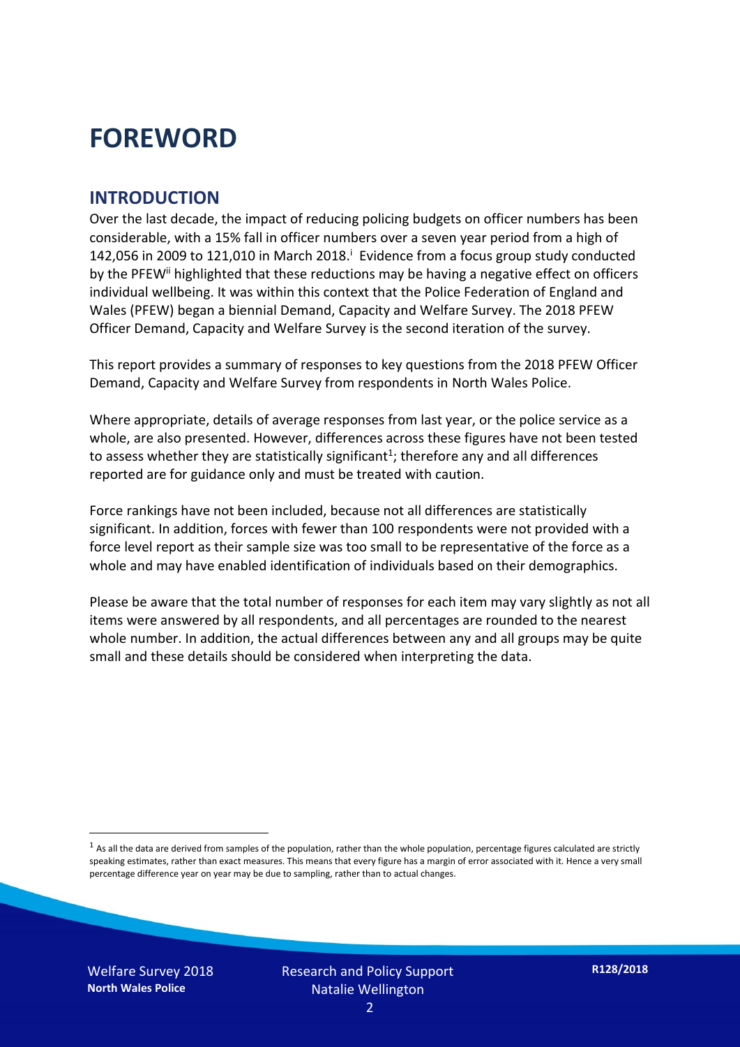# FOREWORD

## INTRODUCTION

Over the last decade, the impact of reducing policing budgets on officer numbers has been considerable, with a 15% fall in officer numbers over a seven year period from a high of 142,056 in 2009 to 121,010 in March 2018.[i] Evidence from a focus group study conducted by the PFEW[ii] highlighted that these reductions may be having a negative effect on officers individual wellbeing. It was within this context that the Police Federation of England and Wales (PFEW) began a biennial Demand, Capacity and Welfare Survey. The 2018 PFEW Officer Demand, Capacity and Welfare Survey is the second iteration of the survey.

This report provides a summary of responses to key questions from the 2018 PFEW Officer Demand, Capacity and Welfare Survey from respondents in North Wales Police.

Where appropriate, details of average responses from last year, or the police service as a whole, are also presented. However, differences across these figures have not been tested to assess whether they are statistically significant[1]; therefore any and all differences reported are for guidance only and must be treated with caution.

Force rankings have not been included, because not all differences are statistically significant. In addition, forces with fewer than 100 respondents were not provided with a force level report as their sample size was too small to be representative of the force as a whole and may have enabled identification of individuals based on their demographics.

Please be aware that the total number of responses for each item may vary slightly as not all items were answered by all respondents, and all percentages are rounded to the nearest whole number. In addition, the actual differences between any and all groups may be quite small and these details should be considered when interpreting the data.

[1] As all the data are derived from samples of the population, rather than the whole population, percentage figures calculated are strictly speaking estimates, rather than exact measures. This means that every figure has a margin of error associated with it. Hence a very small percentage difference year on year may be due to sampling, rather than to actual changes.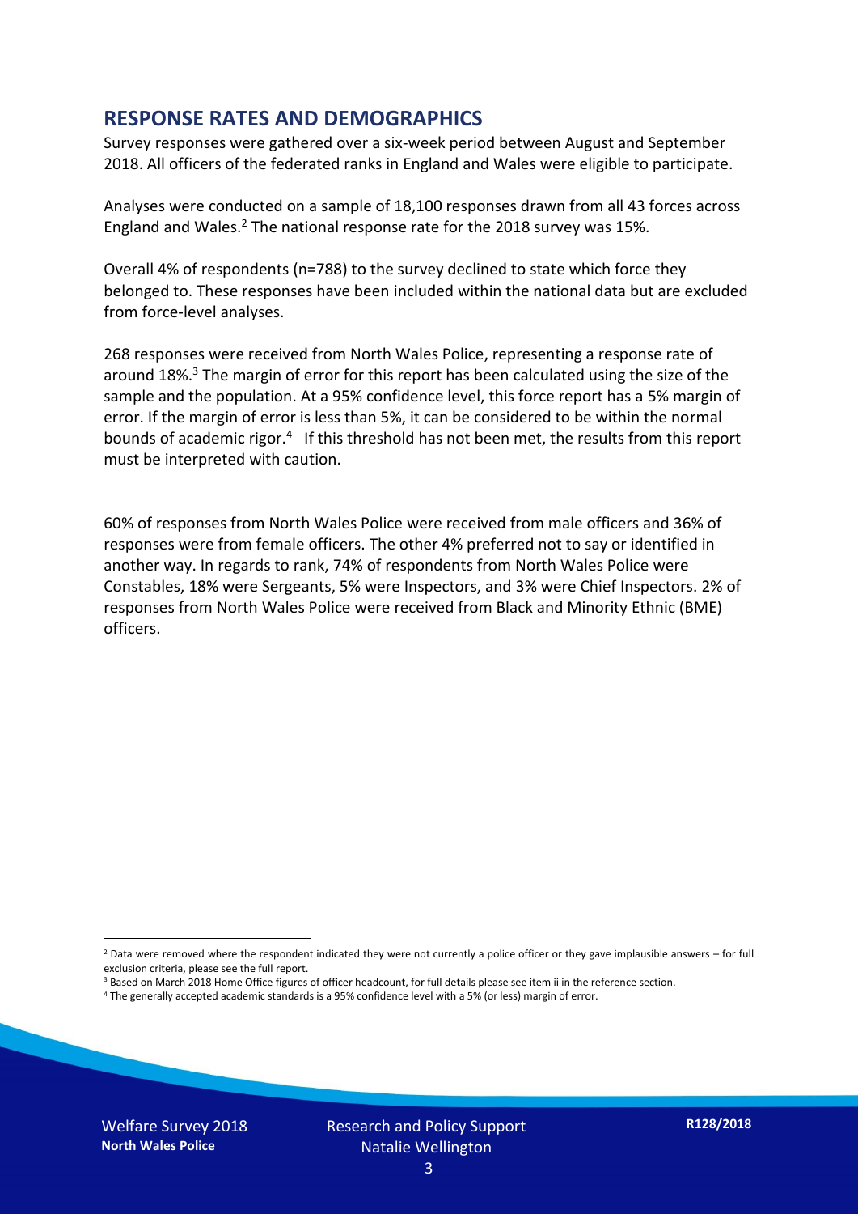## RESPONSE RATES AND DEMOGRAPHICS

Survey responses were gathered over a six-week period between August and September 2018. All officers of the federated ranks in England and Wales were eligible to participate.

Analyses were conducted on a sample of 18,100 responses drawn from all 43 forces across England and Wales.[2] The national response rate for the 2018 survey was 15%.

Overall 4% of respondents (n=788) to the survey declined to state which force they belonged to. These responses have been included within the national data but are excluded from force-level analyses.

268 responses were received from North Wales Police, representing a response rate of around 18%.[3] The margin of error for this report has been calculated using the size of the sample and the population. At a 95% confidence level, this force report has a 5% margin of error. If the margin of error is less than 5%, it can be considered to be within the normal bounds of academic rigor.[4] If this threshold has not been met, the results from this report must be interpreted with caution.

60% of responses from North Wales Police were received from male officers and 36% of responses were from female officers. The other 4% preferred not to say or identified in another way. In regards to rank, 74% of respondents from North Wales Police were Constables, 18% were Sergeants, 5% were Inspectors, and 3% were Chief Inspectors. 2% of responses from North Wales Police were received from Black and Minority Ethnic (BME) officers.

[2] Data were removed where the respondent indicated they were not currently a police officer or they gave implausible answers – for full exclusion criteria, please see the full report.

[3] Based on March 2018 Home Office figures of officer headcount, for full details please see item ii in the reference section.

[4] The generally accepted academic standards is a 95% confidence level with a 5% (or less) margin of error.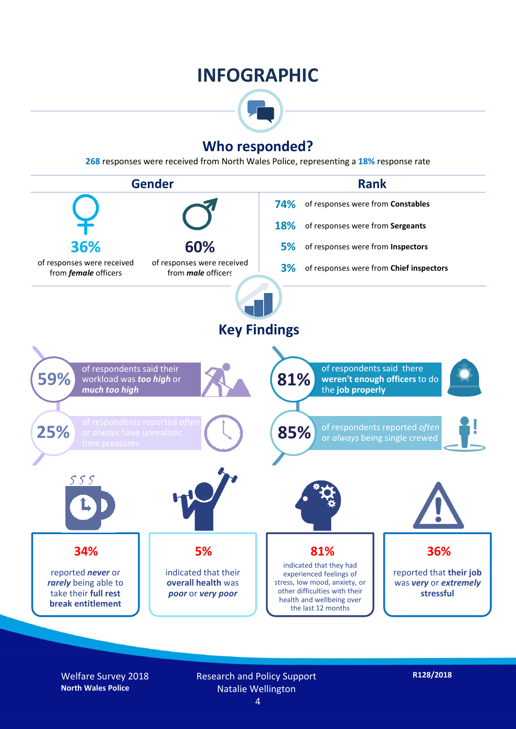# INFOGRAPHIC

## Who responded?

**268** responses were received from North Wales Police, representing a **18%** response rate

### Gender

**36%** of responses were received from ***female*** officers

**60%** of responses were received from ***male*** officers

### Rank

**74%** of responses were from **Constables**

**18%** of responses were from **Sergeants**

**5%** of responses were from **Inspectors**

**3%** of responses were from **Chief inspectors**

## Key Findings

**59%** of respondents said their workload was ***too high*** or ***much too high***

**25%** of respondents reported *often* or *always* have unrealistic time pressures

**81%** of respondents said there **weren't enough officers** to do the **job properly**

**85%** of respondents reported *often* or *always* being single crewed

**34%** reported ***never*** or ***rarely*** being able to take their **full rest break entitlement**

**5%** indicated that their **overall health** was ***poor*** or ***very poor***

**81%** indicated that they had experienced feelings of stress, low mood, anxiety, or other difficulties with their health and wellbeing over the last 12 months

**36%** reported that **their job** was ***very*** or ***extremely*** **stressful**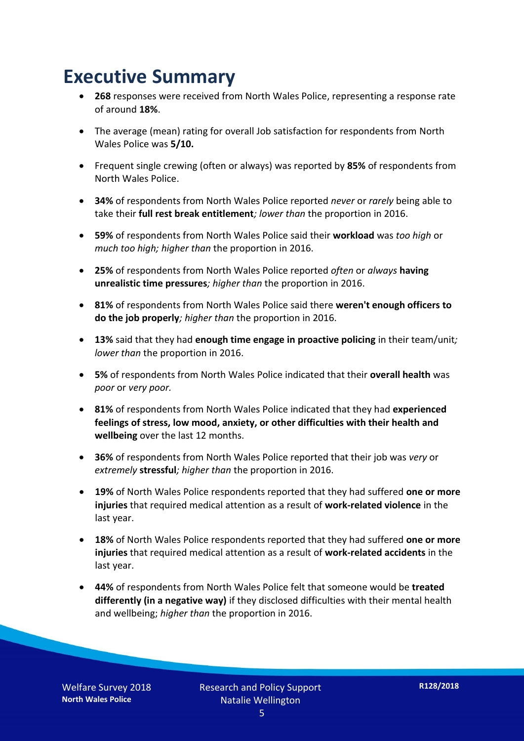# Executive Summary

- **268** responses were received from North Wales Police, representing a response rate of around **18%**.
- The average (mean) rating for overall Job satisfaction for respondents from North Wales Police was **5/10.**
- Frequent single crewing (often or always) was reported by **85%** of respondents from North Wales Police.
- **34%** of respondents from North Wales Police reported *never* or *rarely* being able to take their **full rest break entitlement***; lower than* the proportion in 2016.
- **59%** of respondents from North Wales Police said their **workload** was *too high* or *much too high; higher than* the proportion in 2016.
- **25%** of respondents from North Wales Police reported *often* or *always* **having unrealistic time pressures***; higher than* the proportion in 2016.
- **81%** of respondents from North Wales Police said there **weren't enough officers to do the job properly***; higher than* the proportion in 2016.
- **13%** said that they had **enough time engage in proactive policing** in their team/unit*; lower than* the proportion in 2016.
- **5%** of respondents from North Wales Police indicated that their **overall health** was *poor* or *very poor.*
- **81%** of respondents from North Wales Police indicated that they had **experienced feelings of stress, low mood, anxiety, or other difficulties with their health and wellbeing** over the last 12 months.
- **36%** of respondents from North Wales Police reported that their job was *very* or *extremely* **stressful***; higher than* the proportion in 2016.
- **19%** of North Wales Police respondents reported that they had suffered **one or more injuries** that required medical attention as a result of **work-related violence** in the last year.
- **18%** of North Wales Police respondents reported that they had suffered **one or more injuries** that required medical attention as a result of **work-related accidents** in the last year.
- **44%** of respondents from North Wales Police felt that someone would be **treated differently (in a negative way)** if they disclosed difficulties with their mental health and wellbeing; *higher than* the proportion in 2016.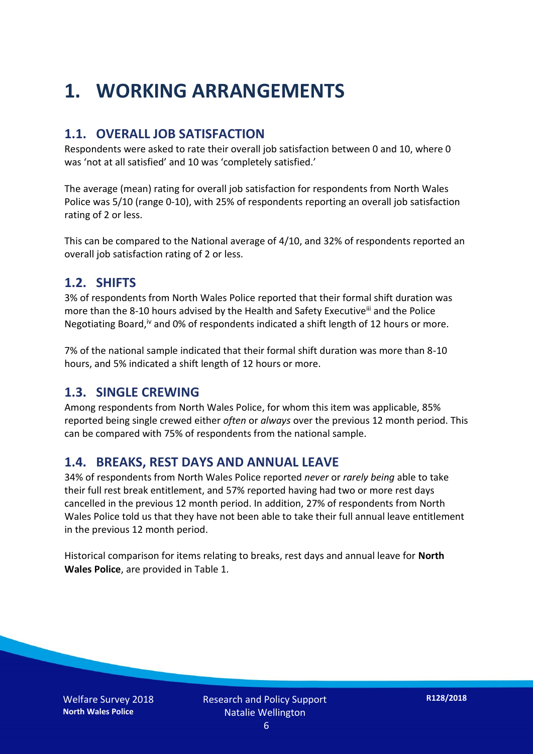# 1. WORKING ARRANGEMENTS

## 1.1. OVERALL JOB SATISFACTION

Respondents were asked to rate their overall job satisfaction between 0 and 10, where 0 was 'not at all satisfied' and 10 was 'completely satisfied.'

The average (mean) rating for overall job satisfaction for respondents from North Wales Police was 5/10 (range 0-10), with 25% of respondents reporting an overall job satisfaction rating of 2 or less.

This can be compared to the National average of 4/10, and 32% of respondents reported an overall job satisfaction rating of 2 or less.

## 1.2. SHIFTS

3% of respondents from North Wales Police reported that their formal shift duration was more than the 8-10 hours advised by the Health and Safety Executive[iii] and the Police Negotiating Board,[iv] and 0% of respondents indicated a shift length of 12 hours or more.

7% of the national sample indicated that their formal shift duration was more than 8-10 hours, and 5% indicated a shift length of 12 hours or more.

## 1.3. SINGLE CREWING

Among respondents from North Wales Police, for whom this item was applicable, 85% reported being single crewed either *often* or *always* over the previous 12 month period. This can be compared with 75% of respondents from the national sample.

## 1.4. BREAKS, REST DAYS AND ANNUAL LEAVE

34% of respondents from North Wales Police reported *never* or *rarely being* able to take their full rest break entitlement, and 57% reported having had two or more rest days cancelled in the previous 12 month period. In addition, 27% of respondents from North Wales Police told us that they have not been able to take their full annual leave entitlement in the previous 12 month period.

Historical comparison for items relating to breaks, rest days and annual leave for **North Wales Police**, are provided in Table 1.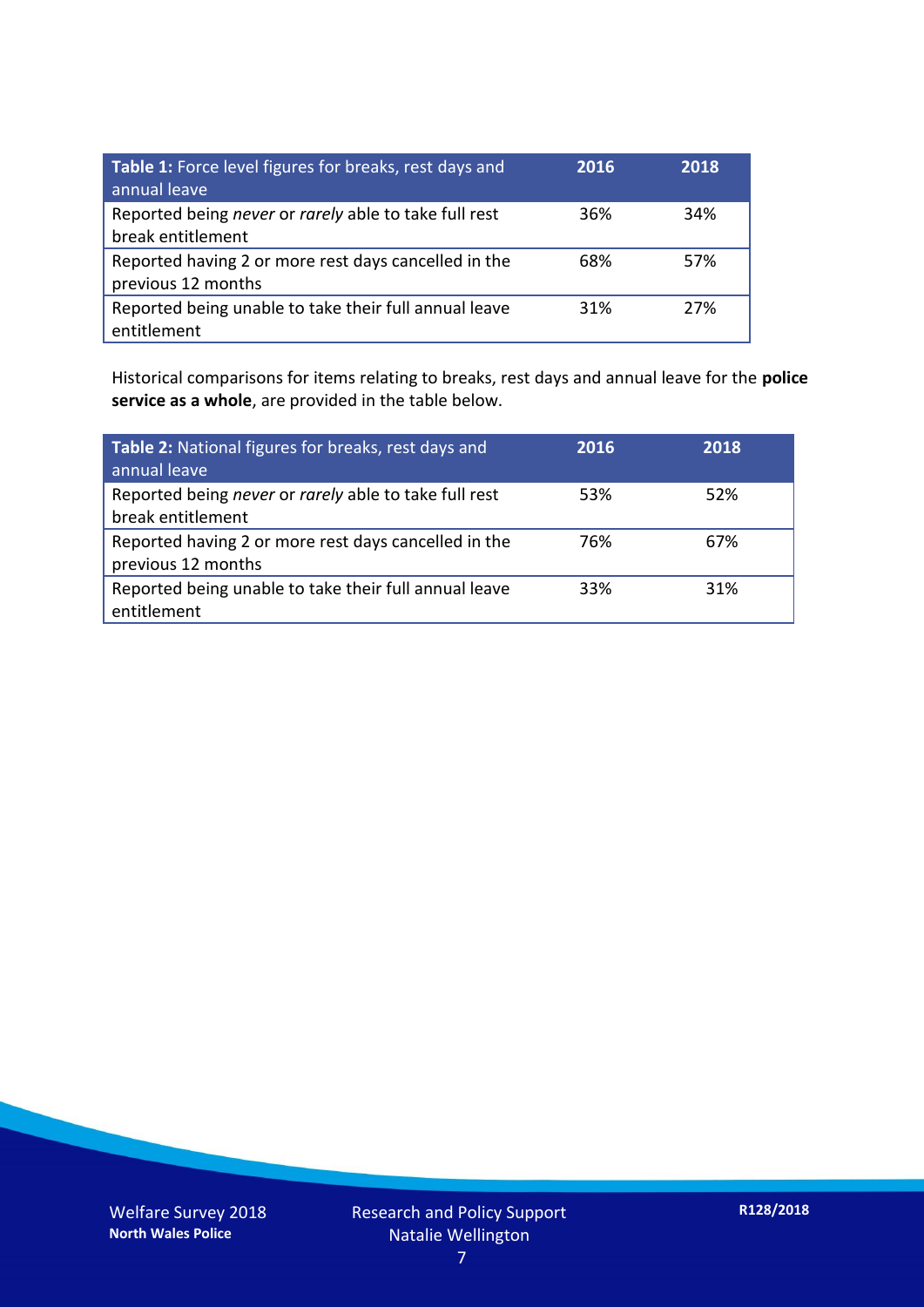| **Table 1:** Force level figures for breaks, rest days and annual leave | **2016** | **2018** |
|---|---|---|
| Reported being *never* or *rarely* able to take full rest break entitlement | 36% | 34% |
| Reported having 2 or more rest days cancelled in the previous 12 months | 68% | 57% |
| Reported being unable to take their full annual leave entitlement | 31% | 27% |

Historical comparisons for items relating to breaks, rest days and annual leave for the **police service as a whole**, are provided in the table below.

| **Table 2:** National figures for breaks, rest days and annual leave | **2016** | **2018** |
|---|---|---|
| Reported being *never* or *rarely* able to take full rest break entitlement | 53% | 52% |
| Reported having 2 or more rest days cancelled in the previous 12 months | 76% | 67% |
| Reported being unable to take their full annual leave entitlement | 33% | 31% |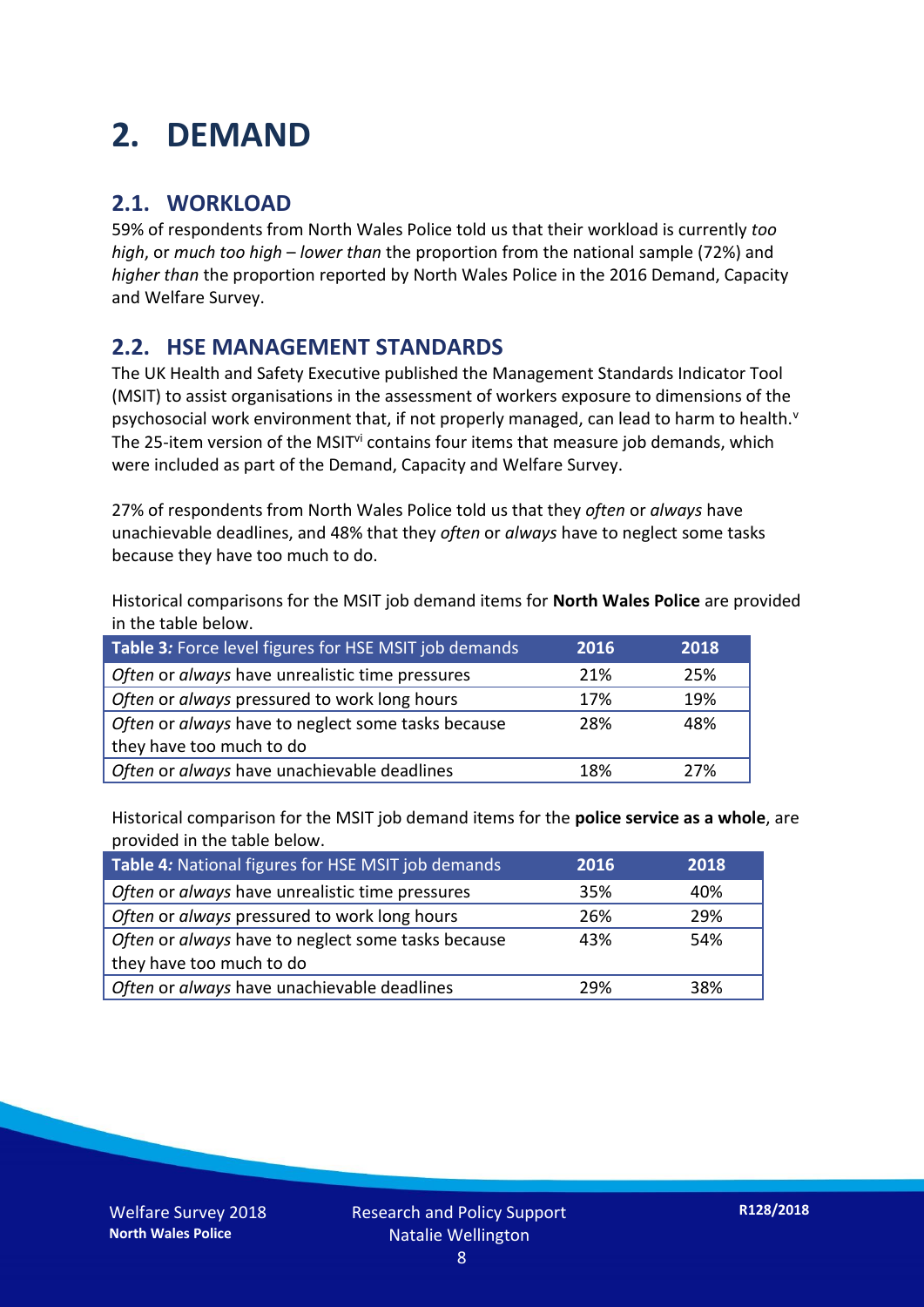# 2. DEMAND

## 2.1. WORKLOAD

59% of respondents from North Wales Police told us that their workload is currently *too high*, or *much too high* – *lower than* the proportion from the national sample (72%) and *higher than* the proportion reported by North Wales Police in the 2016 Demand, Capacity and Welfare Survey.

## 2.2. HSE MANAGEMENT STANDARDS

The UK Health and Safety Executive published the Management Standards Indicator Tool (MSIT) to assist organisations in the assessment of workers exposure to dimensions of the psychosocial work environment that, if not properly managed, can lead to harm to health.[v] The 25-item version of the MSIT[vi] contains four items that measure job demands, which were included as part of the Demand, Capacity and Welfare Survey.

27% of respondents from North Wales Police told us that they *often* or *always* have unachievable deadlines, and 48% that they *often* or *always* have to neglect some tasks because they have too much to do.

Historical comparisons for the MSIT job demand items for **North Wales Police** are provided in the table below.

| **Table 3:** Force level figures for HSE MSIT job demands | 2016 | 2018 |
|---|---|---|
| *Often* or *always* have unrealistic time pressures | 21% | 25% |
| *Often* or *always* pressured to work long hours | 17% | 19% |
| *Often* or *always* have to neglect some tasks because they have too much to do | 28% | 48% |
| *Often* or *always* have unachievable deadlines | 18% | 27% |

Historical comparison for the MSIT job demand items for the **police service as a whole**, are provided in the table below.

| **Table 4:** National figures for HSE MSIT job demands | 2016 | 2018 |
|---|---|---|
| *Often* or *always* have unrealistic time pressures | 35% | 40% |
| *Often* or *always* pressured to work long hours | 26% | 29% |
| *Often* or *always* have to neglect some tasks because they have too much to do | 43% | 54% |
| *Often* or *always* have unachievable deadlines | 29% | 38% |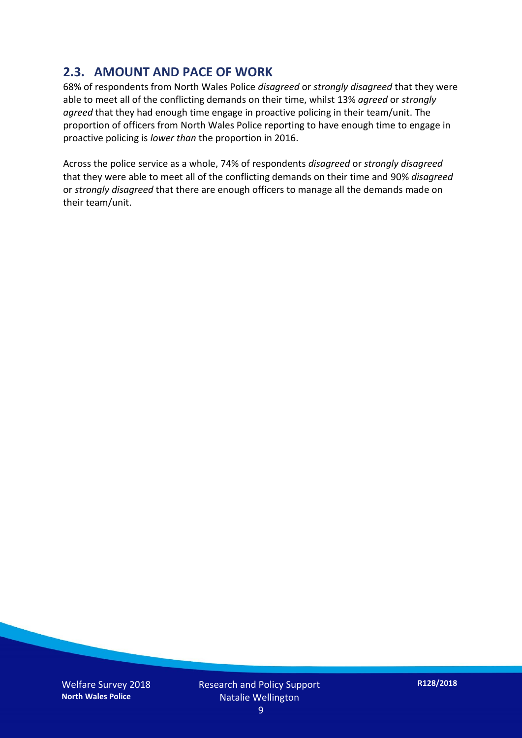## 2.3. AMOUNT AND PACE OF WORK

68% of respondents from North Wales Police *disagreed* or *strongly disagreed* that they were able to meet all of the conflicting demands on their time, whilst 13% *agreed* or *strongly agreed* that they had enough time engage in proactive policing in their team/unit. The proportion of officers from North Wales Police reporting to have enough time to engage in proactive policing is *lower than* the proportion in 2016.

Across the police service as a whole, 74% of respondents *disagreed* or *strongly disagreed* that they were able to meet all of the conflicting demands on their time and 90% *disagreed* or *strongly disagreed* that there are enough officers to manage all the demands made on their team/unit.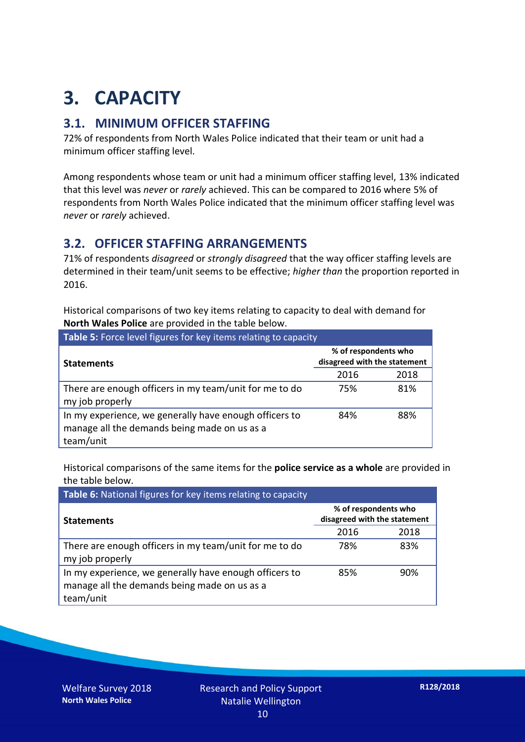# 3. CAPACITY

## 3.1. MINIMUM OFFICER STAFFING

72% of respondents from North Wales Police indicated that their team or unit had a minimum officer staffing level.

Among respondents whose team or unit had a minimum officer staffing level, 13% indicated that this level was *never* or *rarely* achieved. This can be compared to 2016 where 5% of respondents from North Wales Police indicated that the minimum officer staffing level was *never* or *rarely* achieved.

## 3.2. OFFICER STAFFING ARRANGEMENTS

71% of respondents *disagreed* or *strongly disagreed* that the way officer staffing levels are determined in their team/unit seems to be effective; *higher than* the proportion reported in 2016.

Historical comparisons of two key items relating to capacity to deal with demand for **North Wales Police** are provided in the table below.

**Table 5:** Force level figures for key items relating to capacity

| Statements | % of respondents who disagreed with the statement | |
|---|---|---|
| | 2016 | 2018 |
| There are enough officers in my team/unit for me to do my job properly | 75% | 81% |
| In my experience, we generally have enough officers to manage all the demands being made on us as a team/unit | 84% | 88% |

Historical comparisons of the same items for the **police service as a whole** are provided in the table below.

**Table 6:** National figures for key items relating to capacity

| Statements | % of respondents who disagreed with the statement | |
|---|---|---|
| | 2016 | 2018 |
| There are enough officers in my team/unit for me to do my job properly | 78% | 83% |
| In my experience, we generally have enough officers to manage all the demands being made on us as a team/unit | 85% | 90% |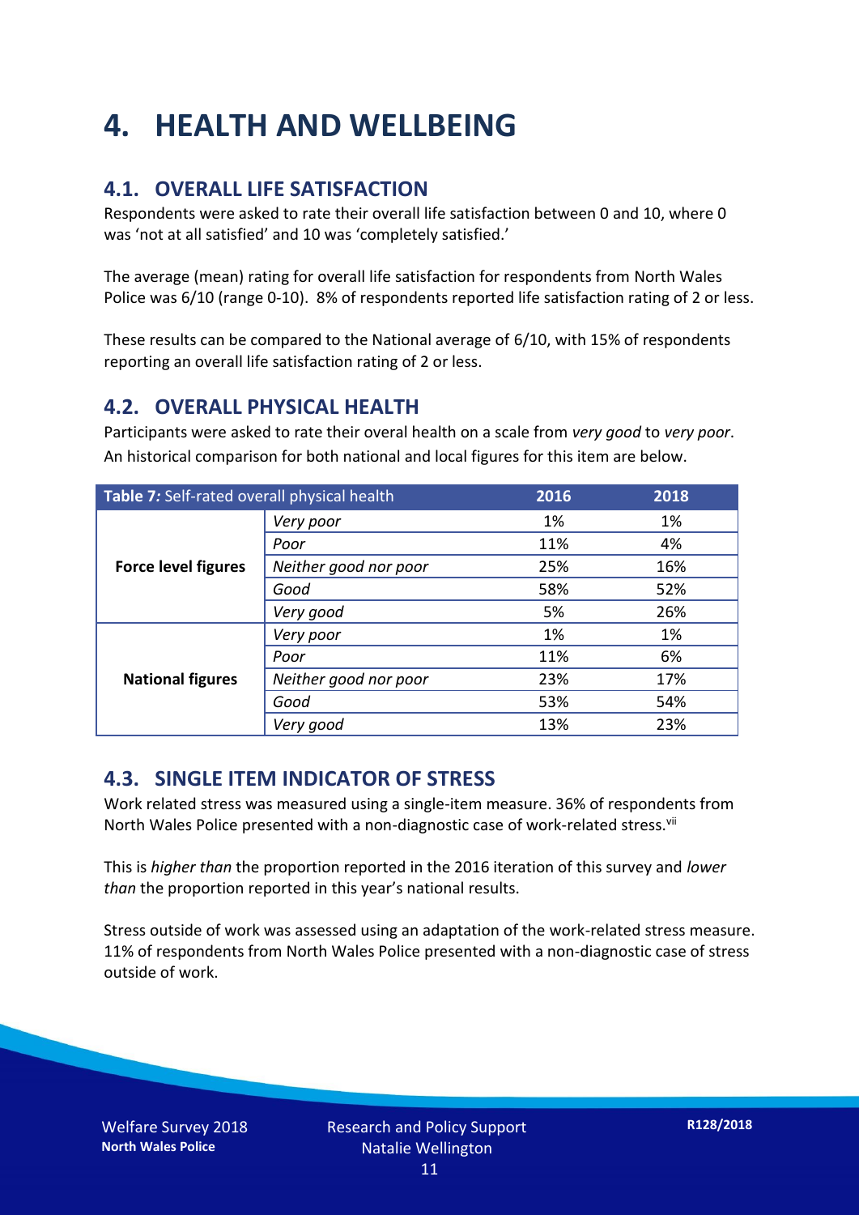# 4. HEALTH AND WELLBEING

## 4.1. OVERALL LIFE SATISFACTION

Respondents were asked to rate their overall life satisfaction between 0 and 10, where 0 was 'not at all satisfied' and 10 was 'completely satisfied.'

The average (mean) rating for overall life satisfaction for respondents from North Wales Police was 6/10 (range 0-10). 8% of respondents reported life satisfaction rating of 2 or less.

These results can be compared to the National average of 6/10, with 15% of respondents reporting an overall life satisfaction rating of 2 or less.

## 4.2. OVERALL PHYSICAL HEALTH

Participants were asked to rate their overal health on a scale from *very good* to *very poor*. An historical comparison for both national and local figures for this item are below.

| **Table 7:** Self-rated overall physical health | | **2016** | **2018** |
|---|---|---|---|
| **Force level figures** | *Very poor* | 1% | 1% |
| | *Poor* | 11% | 4% |
| | *Neither good nor poor* | 25% | 16% |
| | *Good* | 58% | 52% |
| | *Very good* | 5% | 26% |
| **National figures** | *Very poor* | 1% | 1% |
| | *Poor* | 11% | 6% |
| | *Neither good nor poor* | 23% | 17% |
| | *Good* | 53% | 54% |
| | *Very good* | 13% | 23% |

## 4.3. SINGLE ITEM INDICATOR OF STRESS

Work related stress was measured using a single-item measure. 36% of respondents from North Wales Police presented with a non-diagnostic case of work-related stress.[vii]

This is *higher than* the proportion reported in the 2016 iteration of this survey and *lower than* the proportion reported in this year's national results.

Stress outside of work was assessed using an adaptation of the work-related stress measure. 11% of respondents from North Wales Police presented with a non-diagnostic case of stress outside of work.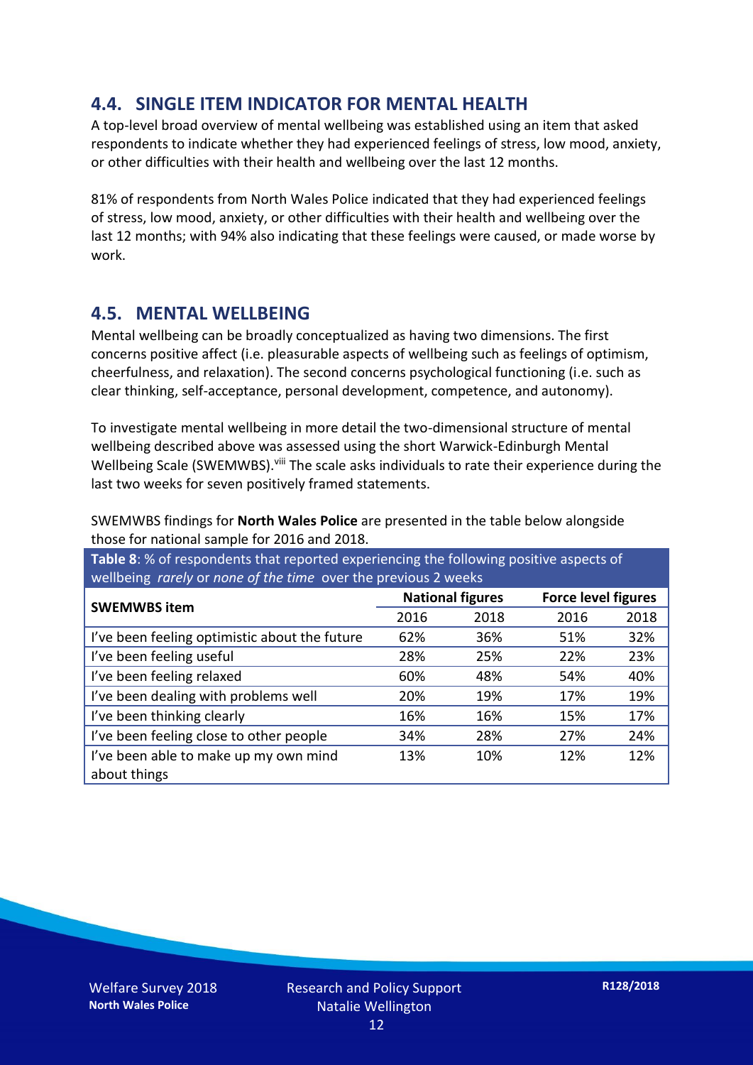## 4.4. SINGLE ITEM INDICATOR FOR MENTAL HEALTH

A top-level broad overview of mental wellbeing was established using an item that asked respondents to indicate whether they had experienced feelings of stress, low mood, anxiety, or other difficulties with their health and wellbeing over the last 12 months.

81% of respondents from North Wales Police indicated that they had experienced feelings of stress, low mood, anxiety, or other difficulties with their health and wellbeing over the last 12 months; with 94% also indicating that these feelings were caused, or made worse by work.

## 4.5. MENTAL WELLBEING

Mental wellbeing can be broadly conceptualized as having two dimensions. The first concerns positive affect (i.e. pleasurable aspects of wellbeing such as feelings of optimism, cheerfulness, and relaxation). The second concerns psychological functioning (i.e. such as clear thinking, self-acceptance, personal development, competence, and autonomy).

To investigate mental wellbeing in more detail the two-dimensional structure of mental wellbeing described above was assessed using the short Warwick-Edinburgh Mental Wellbeing Scale (SWEMWBS).[viii] The scale asks individuals to rate their experience during the last two weeks for seven positively framed statements.

SWEMWBS findings for **North Wales Police** are presented in the table below alongside those for national sample for 2016 and 2018.

**Table 8**: % of respondents that reported experiencing the following positive aspects of wellbeing *rarely* or *none of the time* over the previous 2 weeks

| SWEMWBS item | National figures | | Force level figures | |
|---|---|---|---|---|
| | 2016 | 2018 | 2016 | 2018 |
| I've been feeling optimistic about the future | 62% | 36% | 51% | 32% |
| I've been feeling useful | 28% | 25% | 22% | 23% |
| I've been feeling relaxed | 60% | 48% | 54% | 40% |
| I've been dealing with problems well | 20% | 19% | 17% | 19% |
| I've been thinking clearly | 16% | 16% | 15% | 17% |
| I've been feeling close to other people | 34% | 28% | 27% | 24% |
| I've been able to make up my own mind about things | 13% | 10% | 12% | 12% |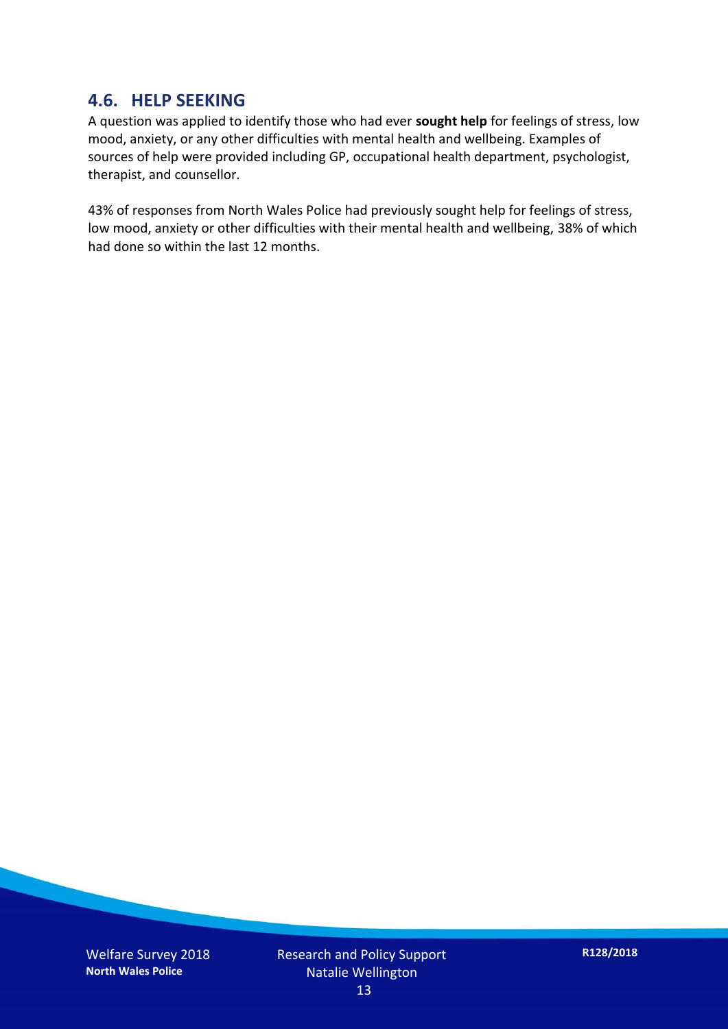## 4.6. HELP SEEKING

A question was applied to identify those who had ever **sought help** for feelings of stress, low mood, anxiety, or any other difficulties with mental health and wellbeing. Examples of sources of help were provided including GP, occupational health department, psychologist, therapist, and counsellor.

43% of responses from North Wales Police had previously sought help for feelings of stress, low mood, anxiety or other difficulties with their mental health and wellbeing, 38% of which had done so within the last 12 months.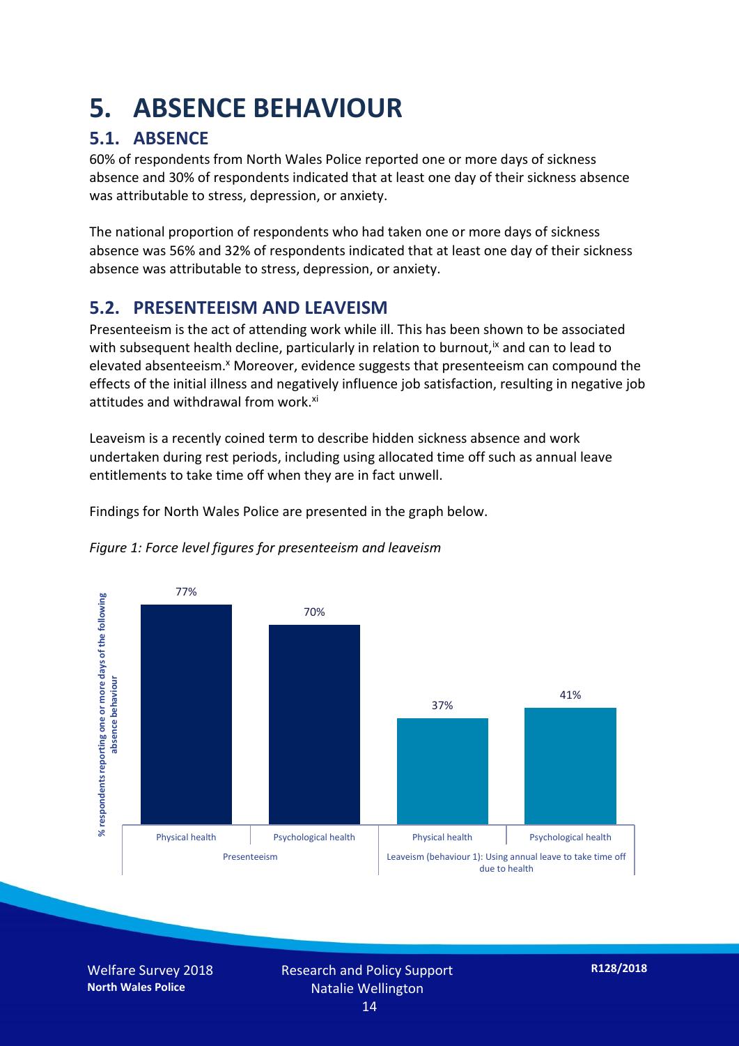# 5. ABSENCE BEHAVIOUR

## 5.1. ABSENCE

60% of respondents from North Wales Police reported one or more days of sickness absence and 30% of respondents indicated that at least one day of their sickness absence was attributable to stress, depression, or anxiety.

The national proportion of respondents who had taken one or more days of sickness absence was 56% and 32% of respondents indicated that at least one day of their sickness absence was attributable to stress, depression, or anxiety.

## 5.2. PRESENTEEISM AND LEAVEISM

Presenteeism is the act of attending work while ill. This has been shown to be associated with subsequent health decline, particularly in relation to burnout,[ix] and can to lead to elevated absenteeism.[x] Moreover, evidence suggests that presenteeism can compound the effects of the initial illness and negatively influence job satisfaction, resulting in negative job attitudes and withdrawal from work.[xi]

Leaveism is a recently coined term to describe hidden sickness absence and work undertaken during rest periods, including using allocated time off such as annual leave entitlements to take time off when they are in fact unwell.

Findings for North Wales Police are presented in the graph below.

*Figure 1: Force level figures for presenteeism and leaveism*

| | Presenteeism | | Leaveism (behaviour 1): Using annual leave to take time off due to health | |
|---|---|---|---|---|
| | Physical health | Psychological health | Physical health | Psychological health |
| % respondents reporting one or more days of the following absence behaviour | 77% | 70% | 37% | 41% |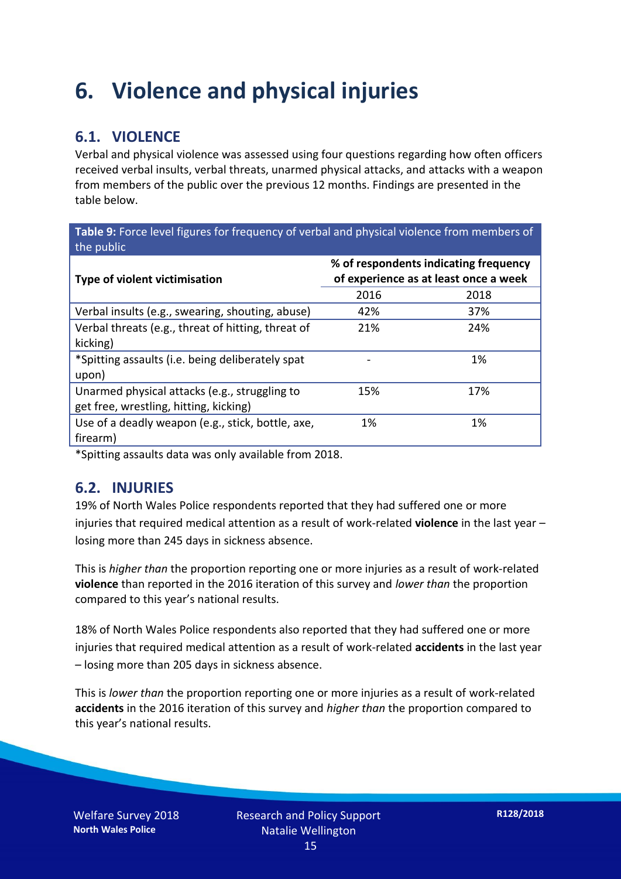# 6. Violence and physical injuries

## 6.1. VIOLENCE

Verbal and physical violence was assessed using four questions regarding how often officers received verbal insults, verbal threats, unarmed physical attacks, and attacks with a weapon from members of the public over the previous 12 months. Findings are presented in the table below.

**Table 9:** Force level figures for frequency of verbal and physical violence from members of the public

| Type of violent victimisation | % of respondents indicating frequency of experience as at least once a week | |
|---|---|---|
| | 2016 | 2018 |
| Verbal insults (e.g., swearing, shouting, abuse) | 42% | 37% |
| Verbal threats (e.g., threat of hitting, threat of kicking) | 21% | 24% |
| *Spitting assaults (i.e. being deliberately spat upon) | - | 1% |
| Unarmed physical attacks (e.g., struggling to get free, wrestling, hitting, kicking) | 15% | 17% |
| Use of a deadly weapon (e.g., stick, bottle, axe, firearm) | 1% | 1% |

*Spitting assaults data was only available from 2018.

## 6.2. INJURIES

19% of North Wales Police respondents reported that they had suffered one or more injuries that required medical attention as a result of work-related **violence** in the last year – losing more than 245 days in sickness absence.

This is *higher than* the proportion reporting one or more injuries as a result of work-related **violence** than reported in the 2016 iteration of this survey and *lower than* the proportion compared to this year's national results.

18% of North Wales Police respondents also reported that they had suffered one or more injuries that required medical attention as a result of work-related **accidents** in the last year – losing more than 205 days in sickness absence.

This is *lower than* the proportion reporting one or more injuries as a result of work-related **accidents** in the 2016 iteration of this survey and *higher than* the proportion compared to this year's national results.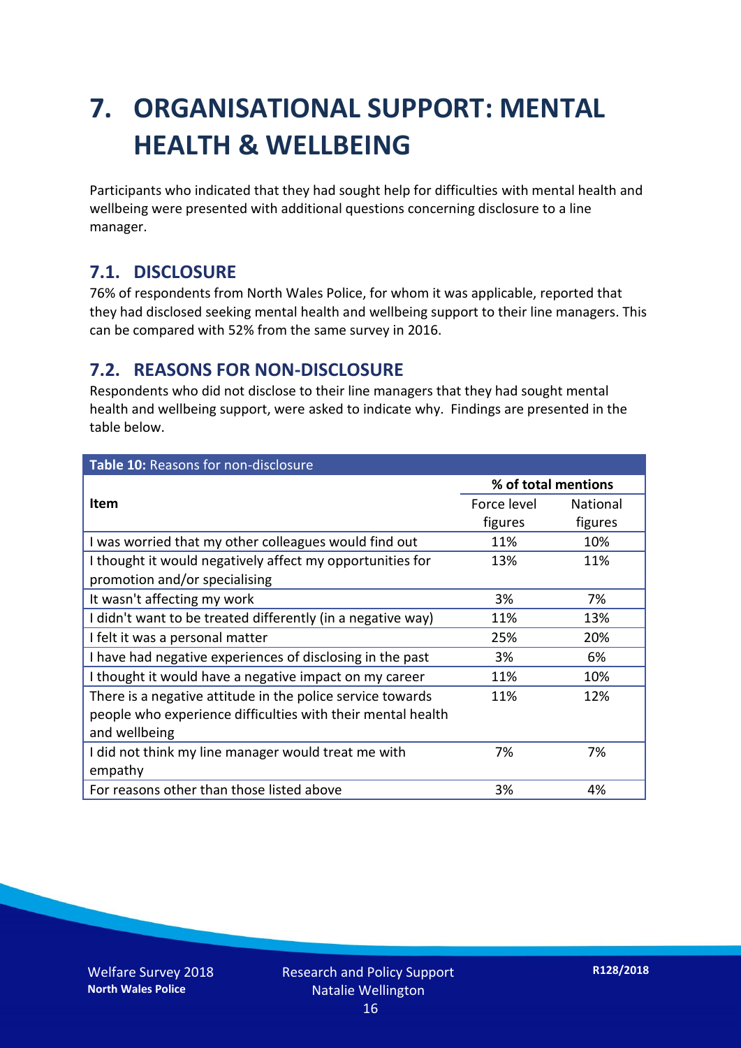# 7. ORGANISATIONAL SUPPORT: MENTAL HEALTH & WELLBEING

Participants who indicated that they had sought help for difficulties with mental health and wellbeing were presented with additional questions concerning disclosure to a line manager.

## 7.1. DISCLOSURE

76% of respondents from North Wales Police, for whom it was applicable, reported that they had disclosed seeking mental health and wellbeing support to their line managers. This can be compared with 52% from the same survey in 2016.

## 7.2. REASONS FOR NON-DISCLOSURE

Respondents who did not disclose to their line managers that they had sought mental health and wellbeing support, were asked to indicate why. Findings are presented in the table below.

**Table 10:** Reasons for non-disclosure

| Item | % of total mentions | |
|---|---|---|
| | Force level figures | National figures |
| I was worried that my other colleagues would find out | 11% | 10% |
| I thought it would negatively affect my opportunities for promotion and/or specialising | 13% | 11% |
| It wasn't affecting my work | 3% | 7% |
| I didn't want to be treated differently (in a negative way) | 11% | 13% |
| I felt it was a personal matter | 25% | 20% |
| I have had negative experiences of disclosing in the past | 3% | 6% |
| I thought it would have a negative impact on my career | 11% | 10% |
| There is a negative attitude in the police service towards people who experience difficulties with their mental health and wellbeing | 11% | 12% |
| I did not think my line manager would treat me with empathy | 7% | 7% |
| For reasons other than those listed above | 3% | 4% |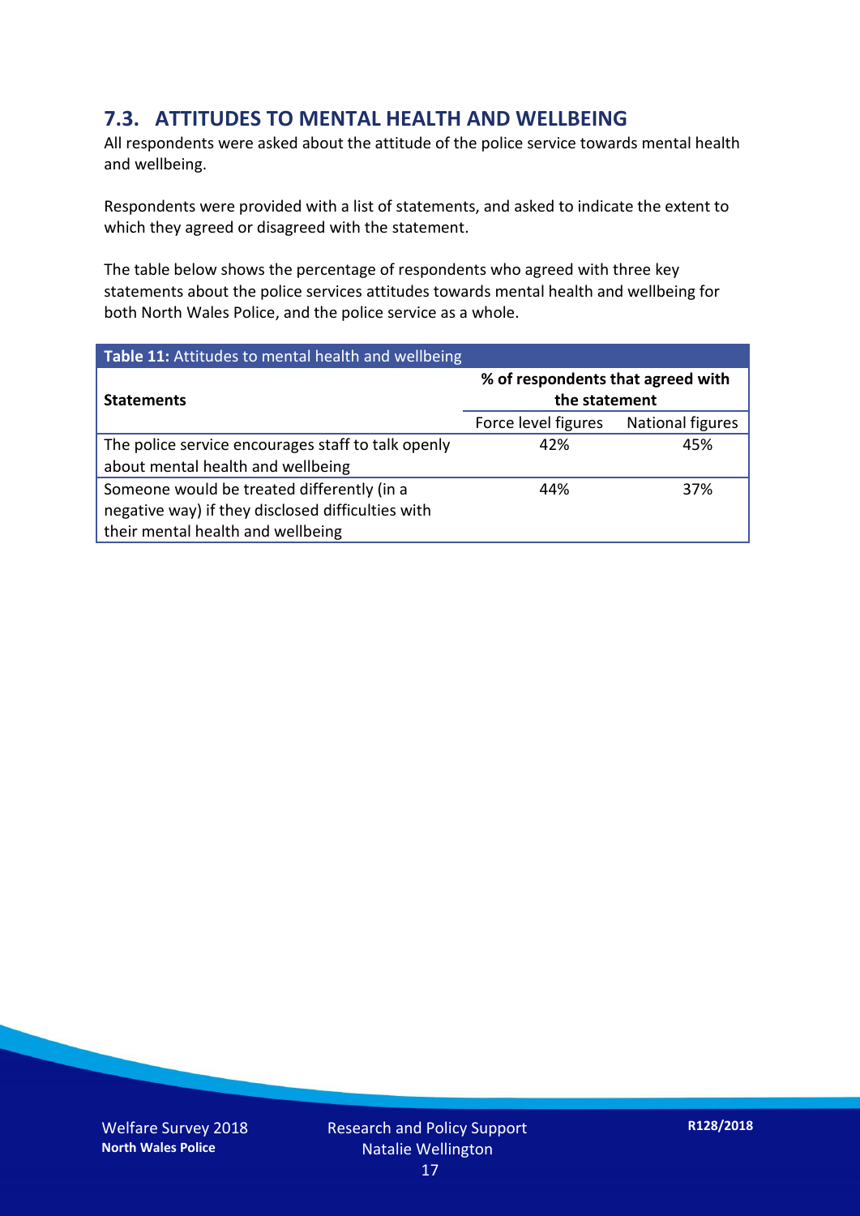## 7.3. ATTITUDES TO MENTAL HEALTH AND WELLBEING

All respondents were asked about the attitude of the police service towards mental health and wellbeing.

Respondents were provided with a list of statements, and asked to indicate the extent to which they agreed or disagreed with the statement.

The table below shows the percentage of respondents who agreed with three key statements about the police services attitudes towards mental health and wellbeing for both North Wales Police, and the police service as a whole.

**Table 11:** Attitudes to mental health and wellbeing

| **Statements** | **% of respondents that agreed with the statement** | |
|---|---|---|
| | Force level figures | National figures |
| The police service encourages staff to talk openly about mental health and wellbeing | 42% | 45% |
| Someone would be treated differently (in a negative way) if they disclosed difficulties with their mental health and wellbeing | 44% | 37% |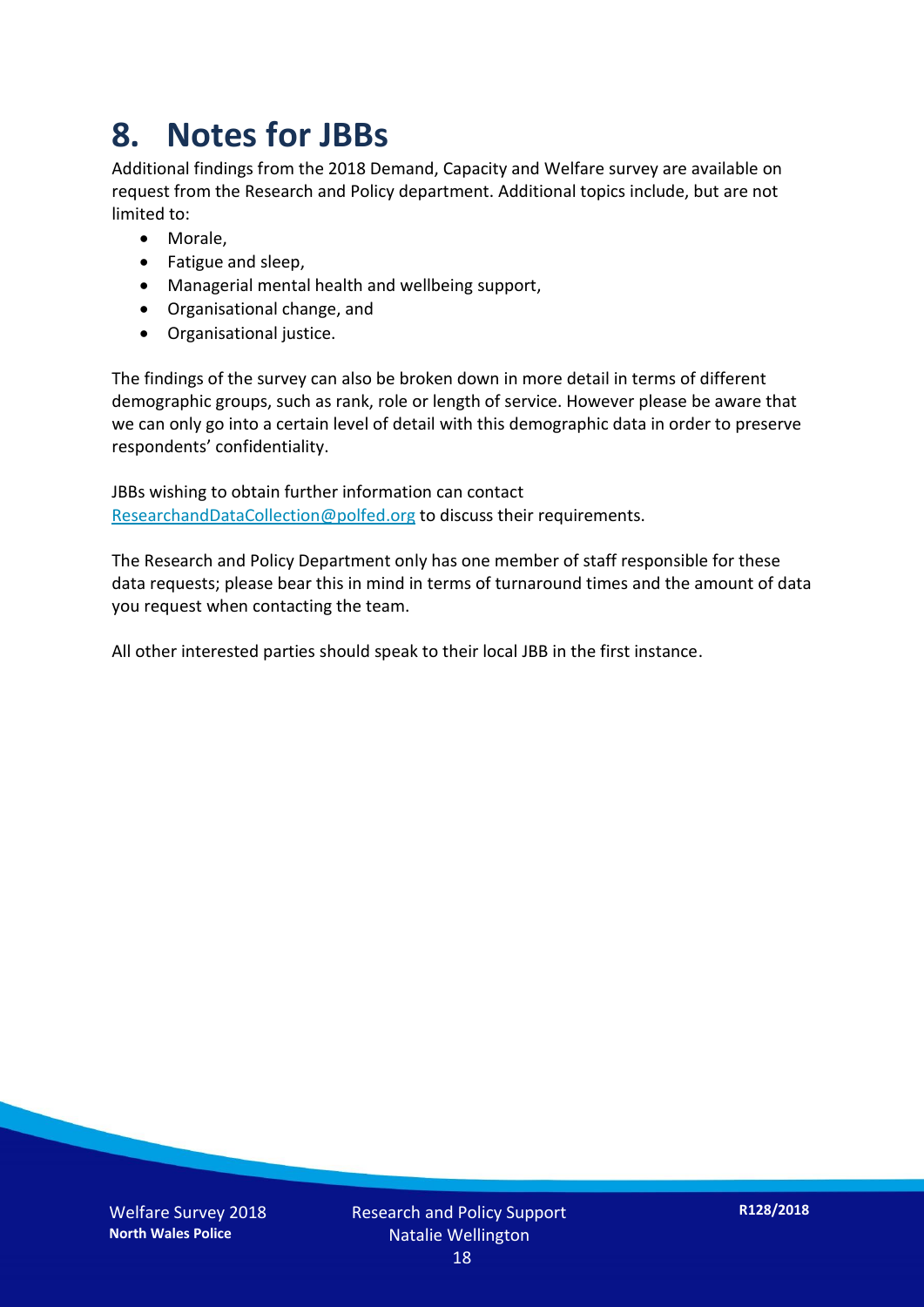# 8. Notes for JBBs

Additional findings from the 2018 Demand, Capacity and Welfare survey are available on request from the Research and Policy department. Additional topics include, but are not limited to:

- Morale,
- Fatigue and sleep,
- Managerial mental health and wellbeing support,
- Organisational change, and
- Organisational justice.

The findings of the survey can also be broken down in more detail in terms of different demographic groups, such as rank, role or length of service. However please be aware that we can only go into a certain level of detail with this demographic data in order to preserve respondents' confidentiality.

JBBs wishing to obtain further information can contact ResearchandDataCollection@polfed.org to discuss their requirements.

The Research and Policy Department only has one member of staff responsible for these data requests; please bear this in mind in terms of turnaround times and the amount of data you request when contacting the team.

All other interested parties should speak to their local JBB in the first instance.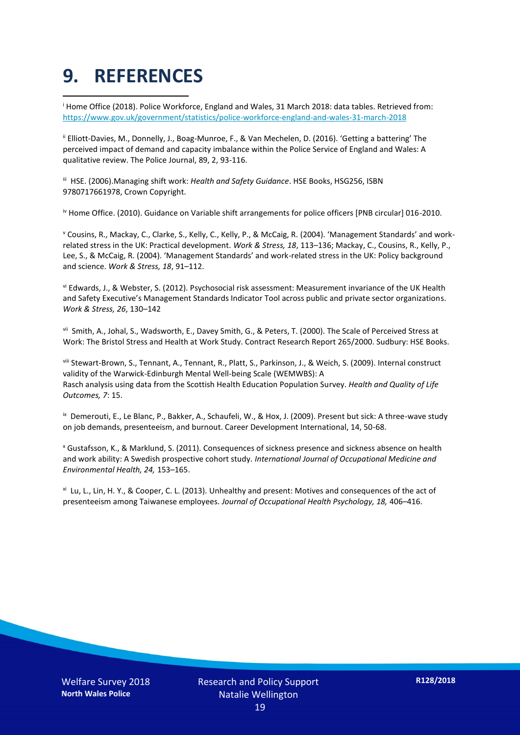# 9. REFERENCES

[i] Home Office (2018). Police Workforce, England and Wales, 31 March 2018: data tables. Retrieved from: https://www.gov.uk/government/statistics/police-workforce-england-and-wales-31-march-2018

[ii] Elliott-Davies, M., Donnelly, J., Boag-Munroe, F., & Van Mechelen, D. (2016). 'Getting a battering' The perceived impact of demand and capacity imbalance within the Police Service of England and Wales: A qualitative review. The Police Journal, 89, 2, 93-116.

[iii] HSE. (2006).Managing shift work: *Health and Safety Guidance*. HSE Books, HSG256, ISBN 9780717661978, Crown Copyright.

[iv] Home Office. (2010). Guidance on Variable shift arrangements for police officers [PNB circular] 016-2010.

[v] Cousins, R., Mackay, C., Clarke, S., Kelly, C., Kelly, P., & McCaig, R. (2004). 'Management Standards' and work-related stress in the UK: Practical development. *Work & Stress, 18*, 113–136; Mackay, C., Cousins, R., Kelly, P., Lee, S., & McCaig, R. (2004). 'Management Standards' and work-related stress in the UK: Policy background and science. *Work & Stress, 18*, 91–112.

[vi] Edwards, J., & Webster, S. (2012). Psychosocial risk assessment: Measurement invariance of the UK Health and Safety Executive's Management Standards Indicator Tool across public and private sector organizations. *Work & Stress, 26*, 130–142

[vii] Smith, A., Johal, S., Wadsworth, E., Davey Smith, G., & Peters, T. (2000). The Scale of Perceived Stress at Work: The Bristol Stress and Health at Work Study. Contract Research Report 265/2000. Sudbury: HSE Books.

[viii] Stewart-Brown, S., Tennant, A., Tennant, R., Platt, S., Parkinson, J., & Weich, S. (2009). Internal construct validity of the Warwick-Edinburgh Mental Well-being Scale (WEMWBS): A Rasch analysis using data from the Scottish Health Education Population Survey. *Health and Quality of Life Outcomes, 7*: 15.

[ix] Demerouti, E., Le Blanc, P., Bakker, A., Schaufeli, W., & Hox, J. (2009). Present but sick: A three-wave study on job demands, presenteeism, and burnout. Career Development International, 14, 50-68.

[x] Gustafsson, K., & Marklund, S. (2011). Consequences of sickness presence and sickness absence on health and work ability: A Swedish prospective cohort study. *International Journal of Occupational Medicine and Environmental Health, 24,* 153–165.

[xi] Lu, L., Lin, H. Y., & Cooper, C. L. (2013). Unhealthy and present: Motives and consequences of the act of presenteeism among Taiwanese employees. *Journal of Occupational Health Psychology, 18,* 406–416.